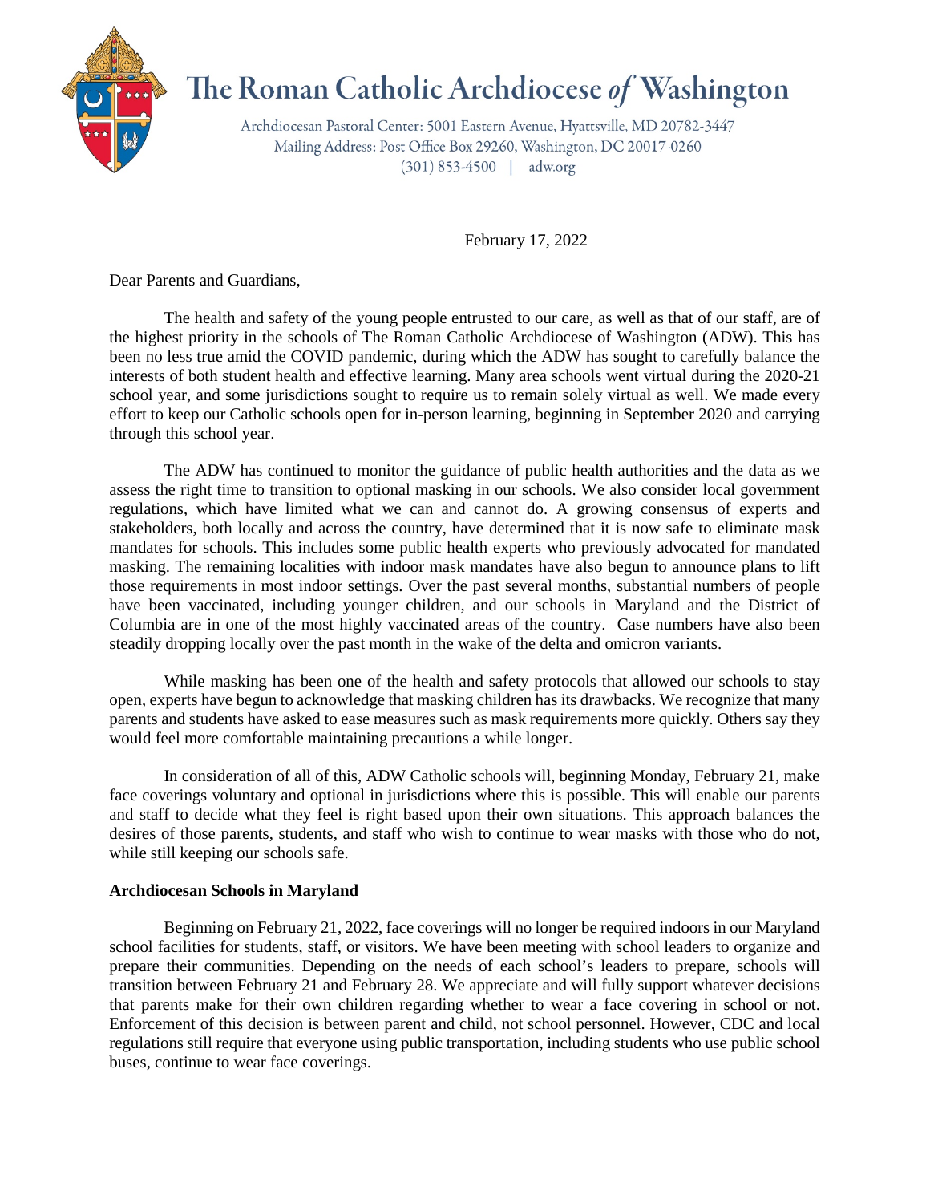# The Roman Catholic Archdiocese *of* Washington

Archdiocesan Pastoral Center: 5001 Eastern Avenue, Hyattsville, MD 20782-3447
Mailing Address: Post Office Box 29260, Washington, DC 20017-0260
(301) 853-4500 | adw.org

February 17, 2022

Dear Parents and Guardians,

The health and safety of the young people entrusted to our care, as well as that of our staff, are of the highest priority in the schools of The Roman Catholic Archdiocese of Washington (ADW). This has been no less true amid the COVID pandemic, during which the ADW has sought to carefully balance the interests of both student health and effective learning. Many area schools went virtual during the 2020-21 school year, and some jurisdictions sought to require us to remain solely virtual as well. We made every effort to keep our Catholic schools open for in-person learning, beginning in September 2020 and carrying through this school year.

The ADW has continued to monitor the guidance of public health authorities and the data as we assess the right time to transition to optional masking in our schools. We also consider local government regulations, which have limited what we can and cannot do. A growing consensus of experts and stakeholders, both locally and across the country, have determined that it is now safe to eliminate mask mandates for schools. This includes some public health experts who previously advocated for mandated masking. The remaining localities with indoor mask mandates have also begun to announce plans to lift those requirements in most indoor settings. Over the past several months, substantial numbers of people have been vaccinated, including younger children, and our schools in Maryland and the District of Columbia are in one of the most highly vaccinated areas of the country. Case numbers have also been steadily dropping locally over the past month in the wake of the delta and omicron variants.

While masking has been one of the health and safety protocols that allowed our schools to stay open, experts have begun to acknowledge that masking children has its drawbacks. We recognize that many parents and students have asked to ease measures such as mask requirements more quickly. Others say they would feel more comfortable maintaining precautions a while longer.

In consideration of all of this, ADW Catholic schools will, beginning Monday, February 21, make face coverings voluntary and optional in jurisdictions where this is possible. This will enable our parents and staff to decide what they feel is right based upon their own situations. This approach balances the desires of those parents, students, and staff who wish to continue to wear masks with those who do not, while still keeping our schools safe.

**Archdiocesan Schools in Maryland**

Beginning on February 21, 2022, face coverings will no longer be required indoors in our Maryland school facilities for students, staff, or visitors. We have been meeting with school leaders to organize and prepare their communities. Depending on the needs of each school's leaders to prepare, schools will transition between February 21 and February 28. We appreciate and will fully support whatever decisions that parents make for their own children regarding whether to wear a face covering in school or not. Enforcement of this decision is between parent and child, not school personnel. However, CDC and local regulations still require that everyone using public transportation, including students who use public school buses, continue to wear face coverings.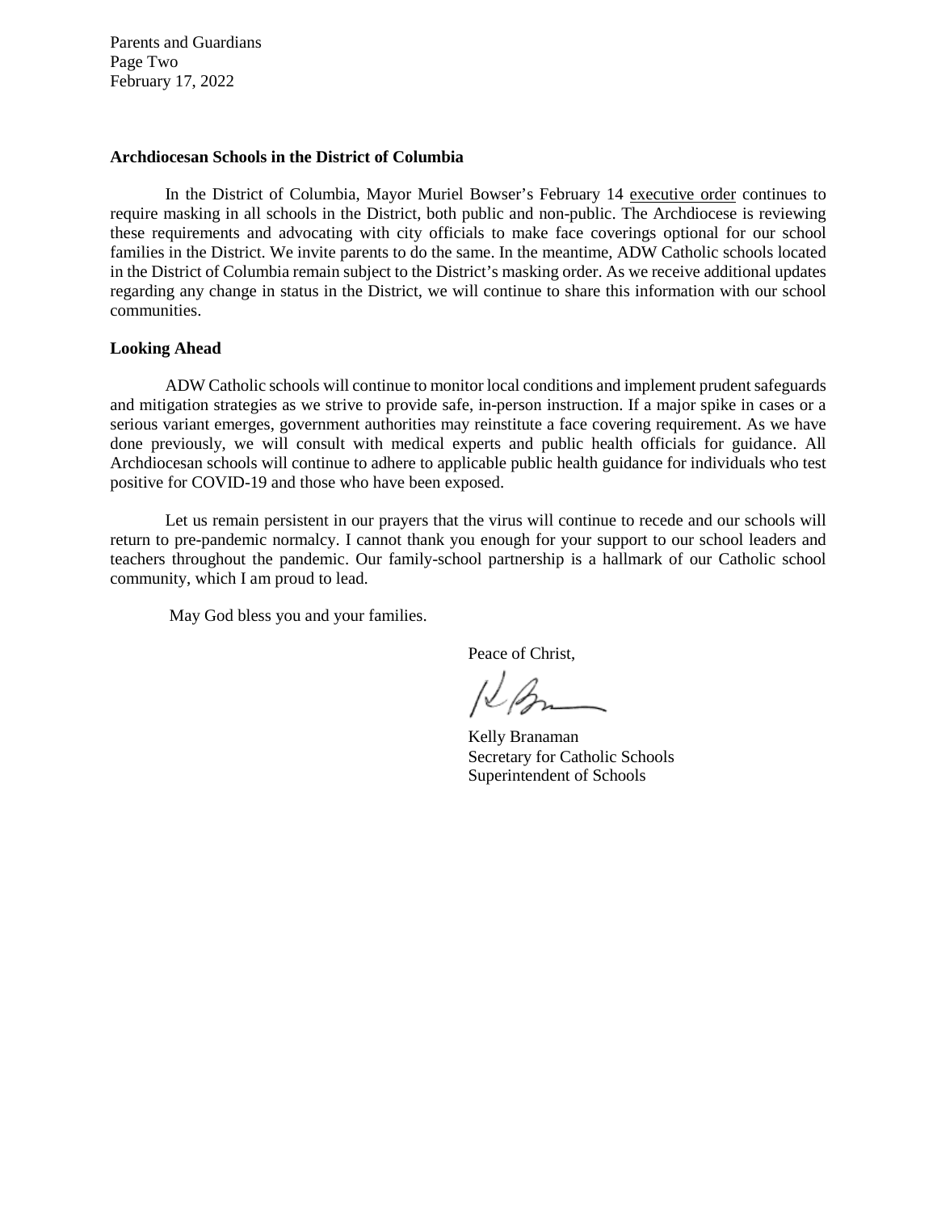**Archdiocesan Schools in the District of Columbia**

In the District of Columbia, Mayor Muriel Bowser's February 14 executive order continues to require masking in all schools in the District, both public and non-public. The Archdiocese is reviewing these requirements and advocating with city officials to make face coverings optional for our school families in the District. We invite parents to do the same. In the meantime, ADW Catholic schools located in the District of Columbia remain subject to the District's masking order. As we receive additional updates regarding any change in status in the District, we will continue to share this information with our school communities.

**Looking Ahead**

ADW Catholic schools will continue to monitor local conditions and implement prudent safeguards and mitigation strategies as we strive to provide safe, in-person instruction. If a major spike in cases or a serious variant emerges, government authorities may reinstitute a face covering requirement. As we have done previously, we will consult with medical experts and public health officials for guidance. All Archdiocesan schools will continue to adhere to applicable public health guidance for individuals who test positive for COVID-19 and those who have been exposed.

Let us remain persistent in our prayers that the virus will continue to recede and our schools will return to pre-pandemic normalcy. I cannot thank you enough for your support to our school leaders and teachers throughout the pandemic. Our family-school partnership is a hallmark of our Catholic school community, which I am proud to lead.

May God bless you and your families.

Peace of Christ,

Kelly Branaman
Secretary for Catholic Schools
Superintendent of Schools